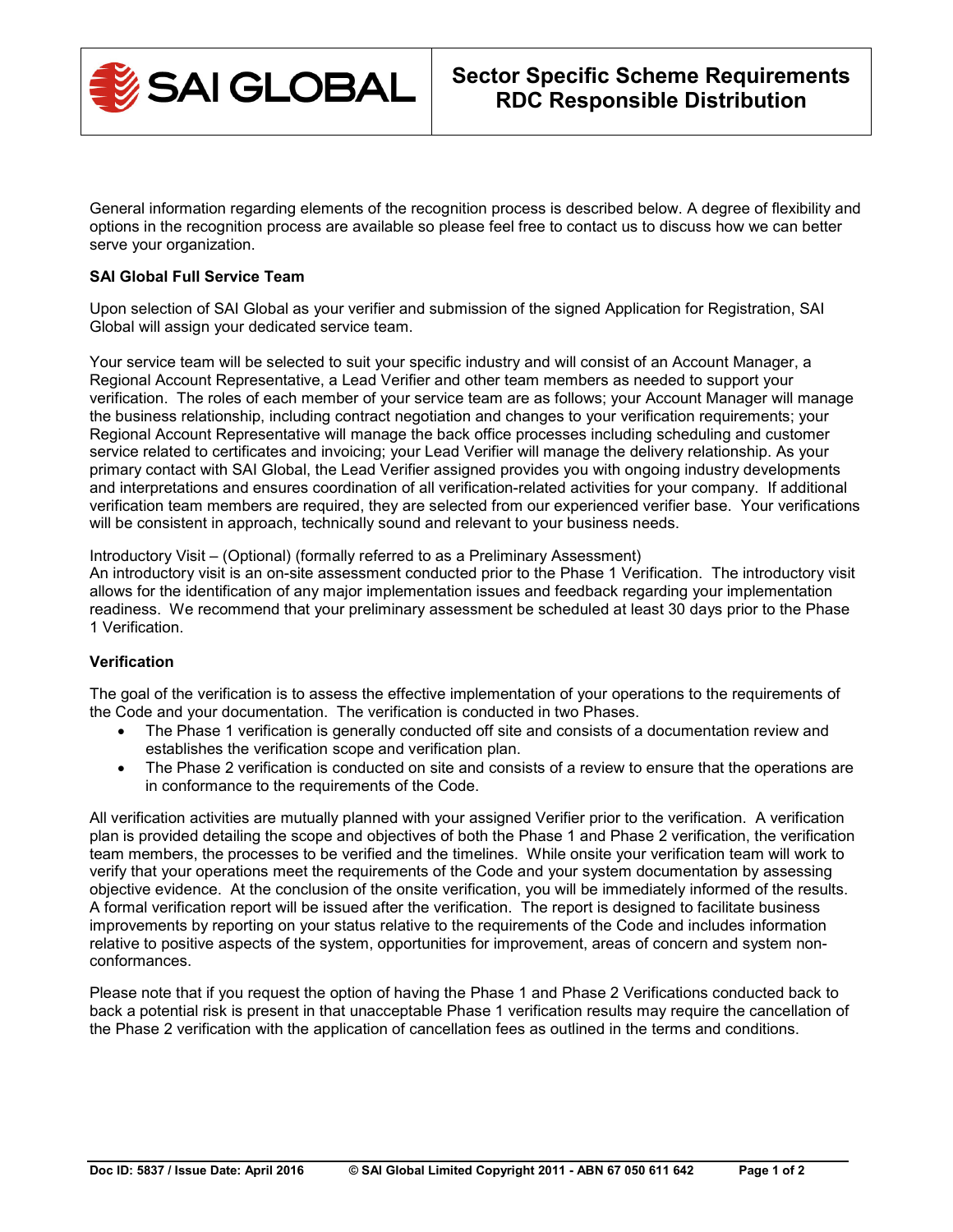# Sector Specific Scheme Requirements RDC Responsible Distribution

General information regarding elements of the recognition process is described below. A degree of flexibility and options in the recognition process are available so please feel free to contact us to discuss how we can better serve your organization.

**SAI Global Full Service Team**

Upon selection of SAI Global as your verifier and submission of the signed Application for Registration, SAI Global will assign your dedicated service team.

Your service team will be selected to suit your specific industry and will consist of an Account Manager, a Regional Account Representative, a Lead Verifier and other team members as needed to support your verification. The roles of each member of your service team are as follows; your Account Manager will manage the business relationship, including contract negotiation and changes to your verification requirements; your Regional Account Representative will manage the back office processes including scheduling and customer service related to certificates and invoicing; your Lead Verifier will manage the delivery relationship. As your primary contact with SAI Global, the Lead Verifier assigned provides you with ongoing industry developments and interpretations and ensures coordination of all verification-related activities for your company. If additional verification team members are required, they are selected from our experienced verifier base. Your verifications will be consistent in approach, technically sound and relevant to your business needs.

Introductory Visit – (Optional) (formally referred to as a Preliminary Assessment)
An introductory visit is an on-site assessment conducted prior to the Phase 1 Verification. The introductory visit allows for the identification of any major implementation issues and feedback regarding your implementation readiness. We recommend that your preliminary assessment be scheduled at least 30 days prior to the Phase 1 Verification.

**Verification**

The goal of the verification is to assess the effective implementation of your operations to the requirements of the Code and your documentation. The verification is conducted in two Phases.

- The Phase 1 verification is generally conducted off site and consists of a documentation review and establishes the verification scope and verification plan.
- The Phase 2 verification is conducted on site and consists of a review to ensure that the operations are in conformance to the requirements of the Code.

All verification activities are mutually planned with your assigned Verifier prior to the verification. A verification plan is provided detailing the scope and objectives of both the Phase 1 and Phase 2 verification, the verification team members, the processes to be verified and the timelines. While onsite your verification team will work to verify that your operations meet the requirements of the Code and your system documentation by assessing objective evidence. At the conclusion of the onsite verification, you will be immediately informed of the results. A formal verification report will be issued after the verification. The report is designed to facilitate business improvements by reporting on your status relative to the requirements of the Code and includes information relative to positive aspects of the system, opportunities for improvement, areas of concern and system non-conformances.

Please note that if you request the option of having the Phase 1 and Phase 2 Verifications conducted back to back a potential risk is present in that unacceptable Phase 1 verification results may require the cancellation of the Phase 2 verification with the application of cancellation fees as outlined in the terms and conditions.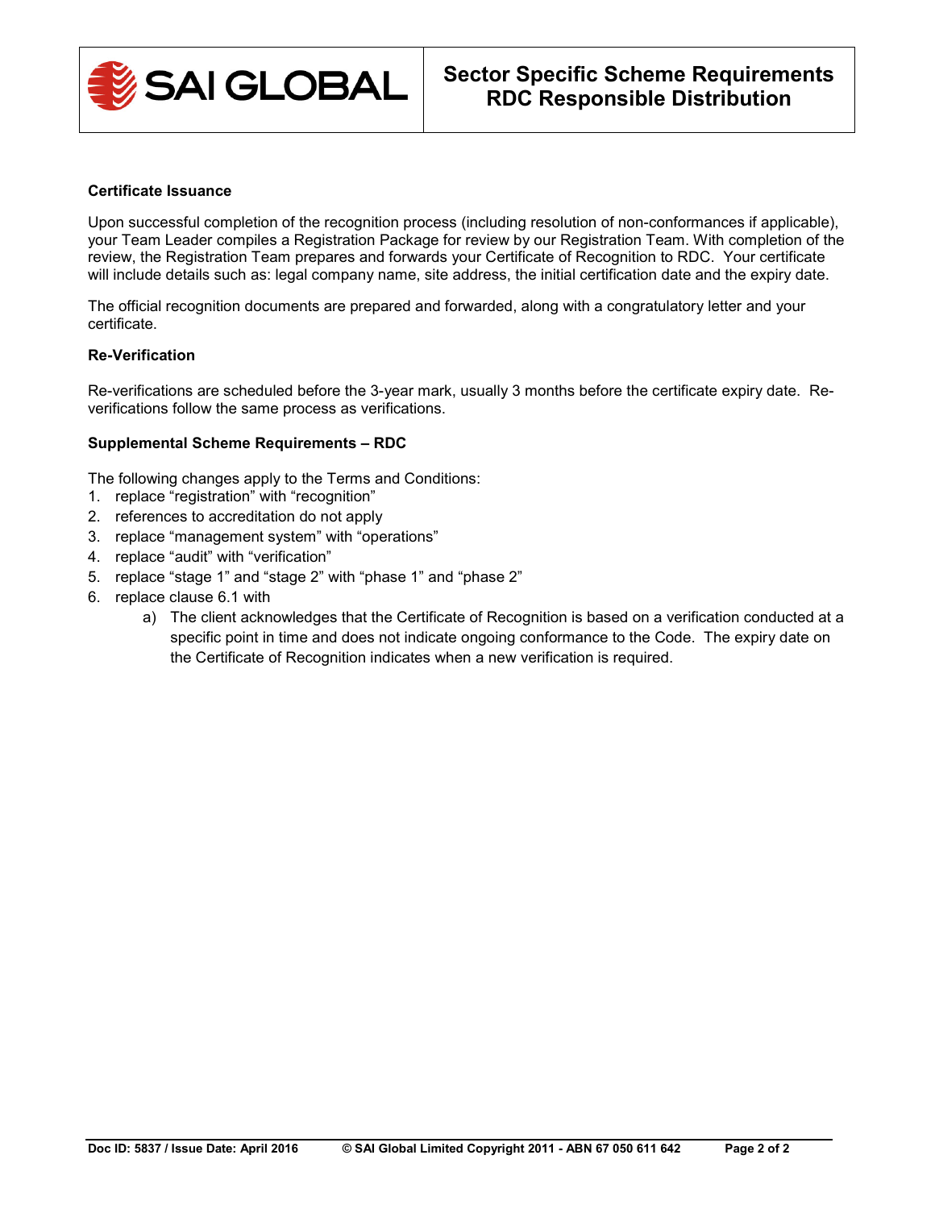#### Certificate Issuance

Upon successful completion of the recognition process (including resolution of non-conformances if applicable), your Team Leader compiles a Registration Package for review by our Registration Team. With completion of the review, the Registration Team prepares and forwards your Certificate of Recognition to RDC. Your certificate will include details such as: legal company name, site address, the initial certification date and the expiry date.

The official recognition documents are prepared and forwarded, along with a congratulatory letter and your certificate.

#### Re-Verification

Re-verifications are scheduled before the 3-year mark, usually 3 months before the certificate expiry date. Re-verifications follow the same process as verifications.

#### Supplemental Scheme Requirements – RDC

The following changes apply to the Terms and Conditions:

1. replace "registration" with "recognition"
2. references to accreditation do not apply
3. replace "management system" with "operations"
4. replace "audit" with "verification"
5. replace "stage 1" and "stage 2" with "phase 1" and "phase 2"
6. replace clause 6.1 with
   a) The client acknowledges that the Certificate of Recognition is based on a verification conducted at a specific point in time and does not indicate ongoing conformance to the Code. The expiry date on the Certificate of Recognition indicates when a new verification is required.